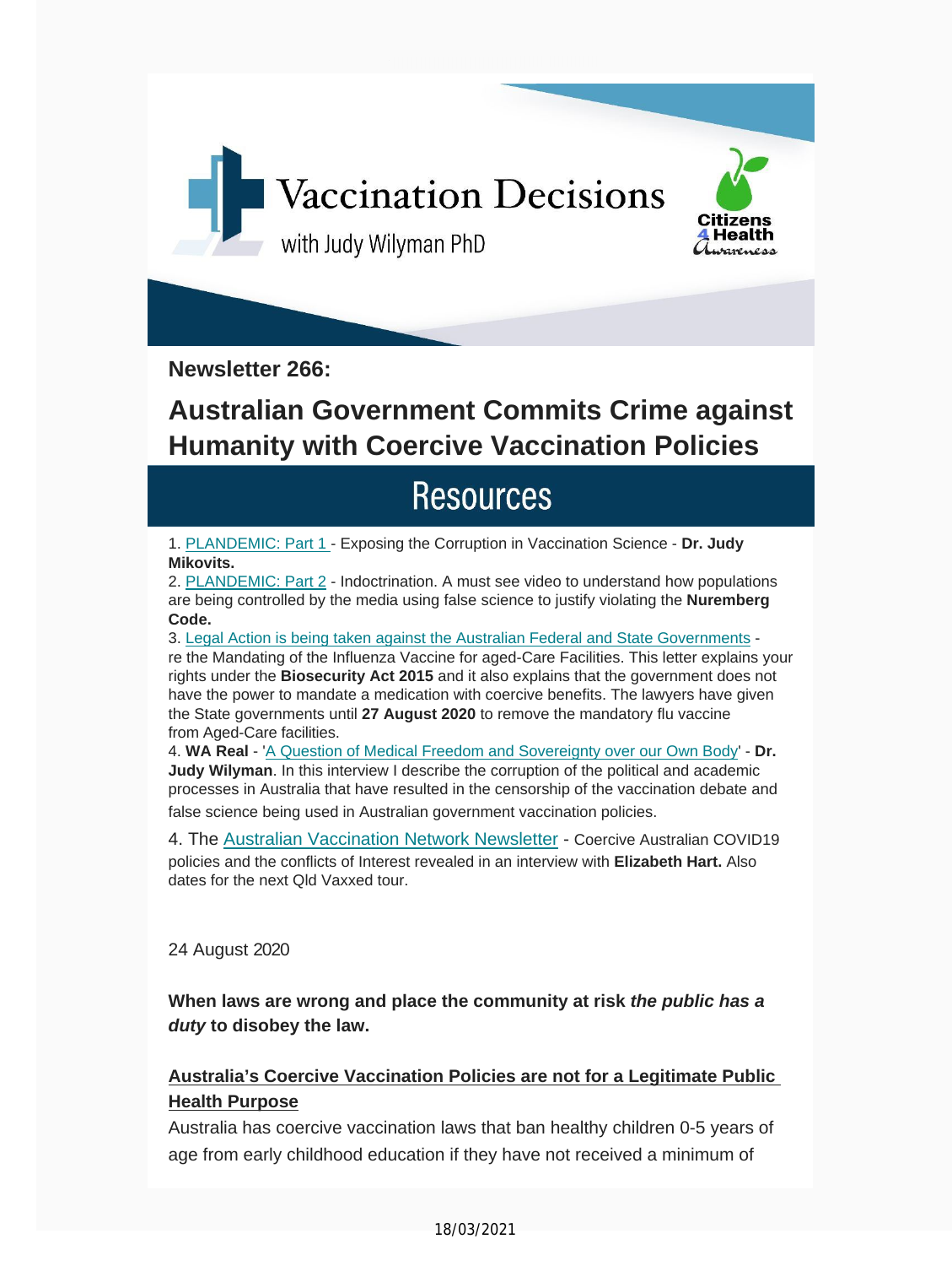# Vaccination Decisions

with Judy Wilyman PhD

Citizens 4 Health Awareness

**Newsletter 266:**

## Australian Government Commits Crime against Humanity with Coercive Vaccination Policies

## Resources

1. PLANDEMIC: Part 1 - Exposing the Corruption in Vaccination Science - **Dr. Judy Mikovits.**
2. PLANDEMIC: Part 2 - Indoctrination. A must see video to understand how populations are being controlled by the media using false science to justify violating the **Nuremberg Code.**
3. Legal Action is being taken against the Australian Federal and State Governments - re the Mandating of the Influenza Vaccine for aged-Care Facilities. This letter explains your rights under the **Biosecurity Act 2015** and it also explains that the government does not have the power to mandate a medication with coercive benefits. The lawyers have given the State governments until **27 August 2020** to remove the mandatory flu vaccine from Aged-Care facilities.
4. **WA Real** - 'A Question of Medical Freedom and Sovereignty over our Own Body' - **Dr. Judy Wilyman**. In this interview I describe the corruption of the political and academic processes in Australia that have resulted in the censorship of the vaccination debate and false science being used in Australian government vaccination policies.

4. The Australian Vaccination Network Newsletter - Coercive Australian COVID19 policies and the conflicts of Interest revealed in an interview with **Elizabeth Hart.** Also dates for the next Qld Vaxxed tour.

24 August 2020

**When laws are wrong and place the community at risk *the public has a duty* to disobey the law.**

**Australia's Coercive Vaccination Policies are not for a Legitimate Public Health Purpose**

Australia has coercive vaccination laws that ban healthy children 0-5 years of age from early childhood education if they have not received a minimum of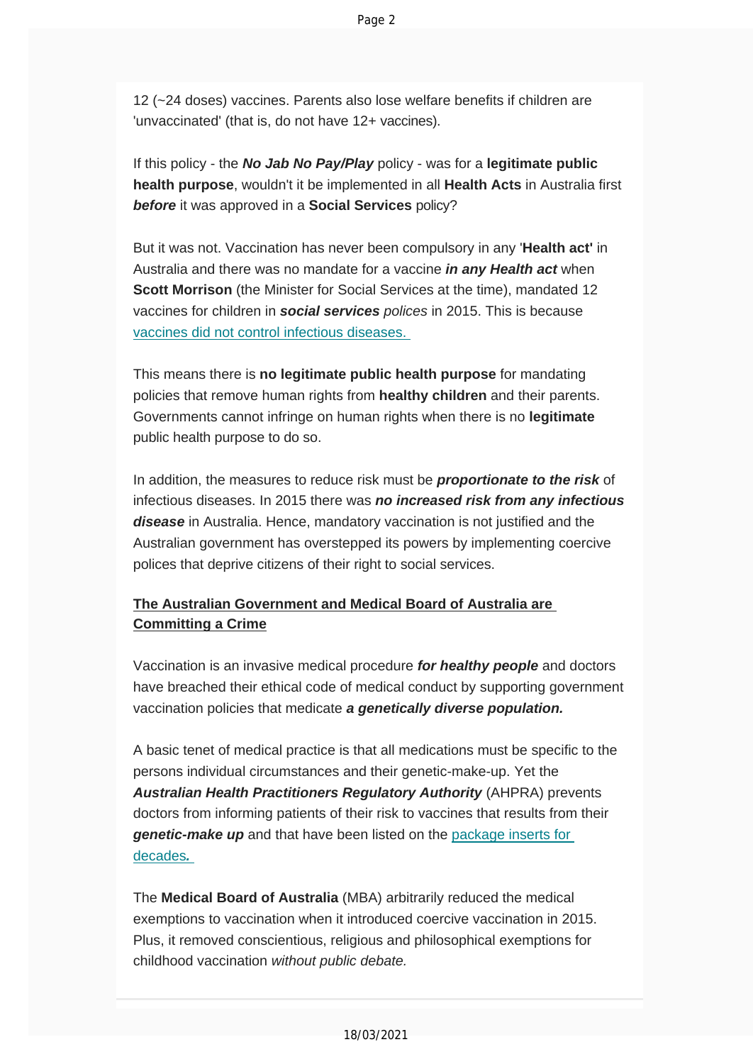12 (~24 doses) vaccines. Parents also lose welfare benefits if children are 'unvaccinated' (that is, do not have 12+ vaccines).

If this policy - the ***No Jab No Pay/Play*** policy - was for a **legitimate public health purpose**, wouldn't it be implemented in all **Health Acts** in Australia first ***before*** it was approved in a **Social Services** policy?

But it was not. Vaccination has never been compulsory in any '**Health act'** in Australia and there was no mandate for a vaccine ***in any Health act*** when **Scott Morrison** (the Minister for Social Services at the time), mandated 12 vaccines for children in ***social services*** *polices* in 2015. This is because [vaccines did not control infectious diseases.](#)

This means there is **no legitimate public health purpose** for mandating policies that remove human rights from **healthy children** and their parents. Governments cannot infringe on human rights when there is no **legitimate** public health purpose to do so.

In addition, the measures to reduce risk must be ***proportionate to the risk*** of infectious diseases. In 2015 there was ***no increased risk from any infectious disease*** in Australia. Hence, mandatory vaccination is not justified and the Australian government has overstepped its powers by implementing coercive polices that deprive citizens of their right to social services.

## The Australian Government and Medical Board of Australia are Committing a Crime

Vaccination is an invasive medical procedure ***for healthy people*** and doctors have breached their ethical code of medical conduct by supporting government vaccination policies that medicate ***a genetically diverse population.***

A basic tenet of medical practice is that all medications must be specific to the persons individual circumstances and their genetic-make-up. Yet the ***Australian Health Practitioners Regulatory Authority*** (AHPRA) prevents doctors from informing patients of their risk to vaccines that results from their ***genetic-make up*** and that have been listed on the [package inserts for decades.](#)

The **Medical Board of Australia** (MBA) arbitrarily reduced the medical exemptions to vaccination when it introduced coercive vaccination in 2015. Plus, it removed conscientious, religious and philosophical exemptions for childhood vaccination *without public debate.*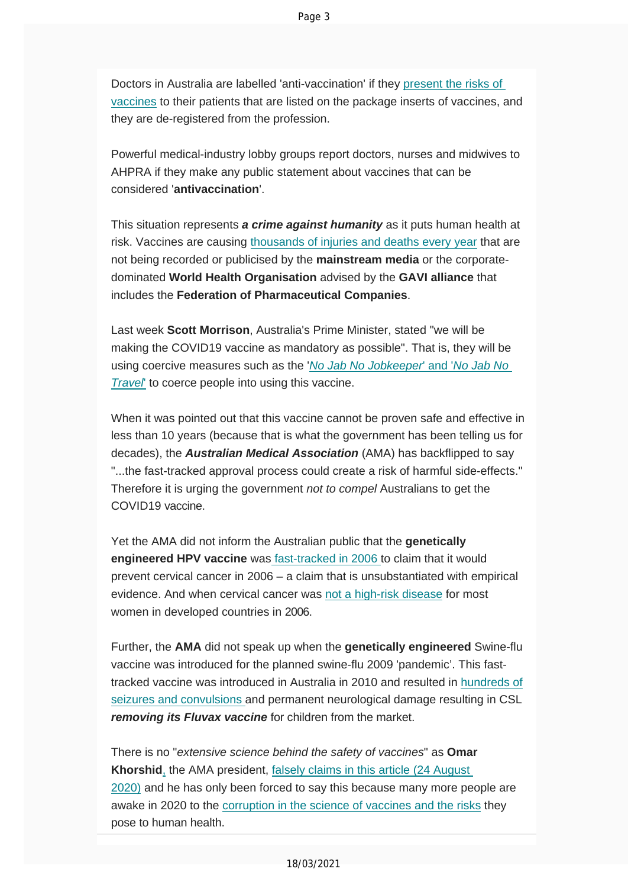Doctors in Australia are labelled 'anti-vaccination' if they present the risks of vaccines to their patients that are listed on the package inserts of vaccines, and they are de-registered from the profession.

Powerful medical-industry lobby groups report doctors, nurses and midwives to AHPRA if they make any public statement about vaccines that can be considered '**antivaccination**'.

This situation represents ***a crime against humanity*** as it puts human health at risk. Vaccines are causing thousands of injuries and deaths every year that are not being recorded or publicised by the **mainstream media** or the corporate-dominated **World Health Organisation** advised by the **GAVI alliance** that includes the **Federation of Pharmaceutical Companies**.

Last week **Scott Morrison**, Australia's Prime Minister, stated "we will be making the COVID19 vaccine as mandatory as possible". That is, they will be using coercive measures such as the '*No Jab No Jobkeeper*' and '*No Jab No Travel*' to coerce people into using this vaccine.

When it was pointed out that this vaccine cannot be proven safe and effective in less than 10 years (because that is what the government has been telling us for decades), the ***Australian Medical Association*** (AMA) has backflipped to say "...the fast-tracked approval process could create a risk of harmful side-effects." Therefore it is urging the government *not to compel* Australians to get the COVID19 vaccine.

Yet the AMA did not inform the Australian public that the **genetically engineered HPV vaccine** was fast-tracked in 2006 to claim that it would prevent cervical cancer in 2006 – a claim that is unsubstantiated with empirical evidence. And when cervical cancer was not a high-risk disease for most women in developed countries in 2006.

Further, the **AMA** did not speak up when the **genetically engineered** Swine-flu vaccine was introduced for the planned swine-flu 2009 'pandemic'. This fast-tracked vaccine was introduced in Australia in 2010 and resulted in hundreds of seizures and convulsions and permanent neurological damage resulting in CSL ***removing its Fluvax vaccine*** for children from the market.

There is no "*extensive science behind the safety of vaccines*" as **Omar Khorshid**, the AMA president, falsely claims in this article (24 August 2020) and he has only been forced to say this because many more people are awake in 2020 to the corruption in the science of vaccines and the risks they pose to human health.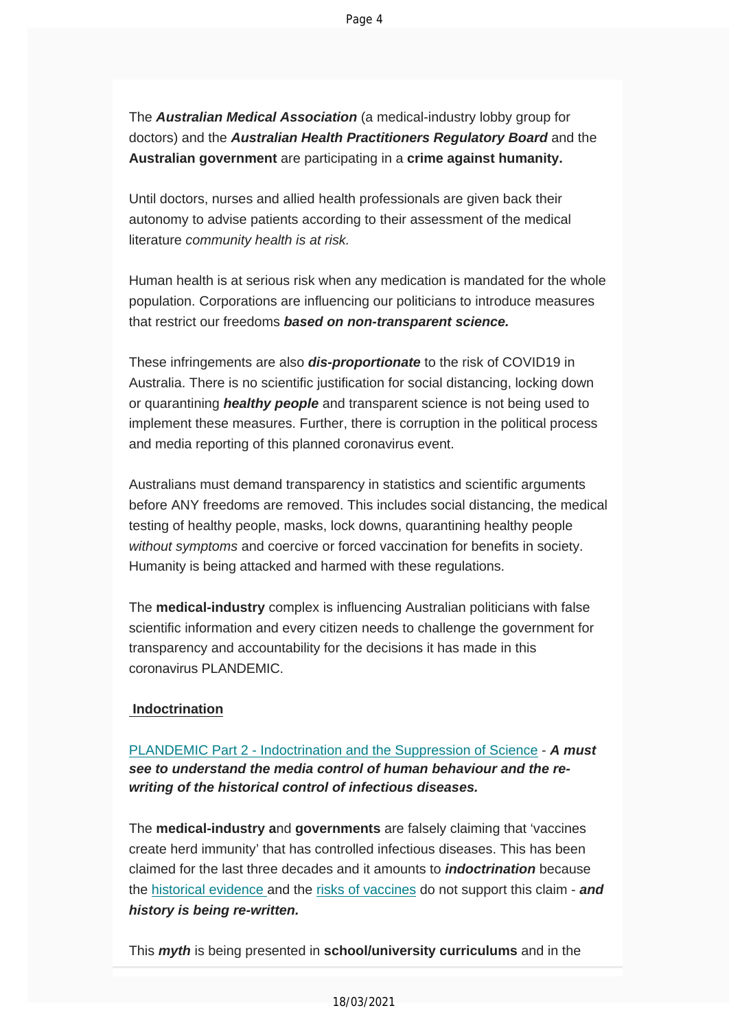The ***Australian Medical Association*** (a medical-industry lobby group for doctors) and the ***Australian Health Practitioners Regulatory Board*** and the **Australian government** are participating in a **crime against humanity.**

Until doctors, nurses and allied health professionals are given back their autonomy to advise patients according to their assessment of the medical literature *community health is at risk.*

Human health is at serious risk when any medication is mandated for the whole population. Corporations are influencing our politicians to introduce measures that restrict our freedoms ***based on non-transparent science.***

These infringements are also ***dis-proportionate*** to the risk of COVID19 in Australia. There is no scientific justification for social distancing, locking down or quarantining ***healthy people*** and transparent science is not being used to implement these measures. Further, there is corruption in the political process and media reporting of this planned coronavirus event.

Australians must demand transparency in statistics and scientific arguments before ANY freedoms are removed. This includes social distancing, the medical testing of healthy people, masks, lock downs, quarantining healthy people *without symptoms* and coercive or forced vaccination for benefits in society. Humanity is being attacked and harmed with these regulations.

The **medical-industry** complex is influencing Australian politicians with false scientific information and every citizen needs to challenge the government for transparency and accountability for the decisions it has made in this coronavirus PLANDEMIC.

**Indoctrination**

PLANDEMIC Part 2 - Indoctrination and the Suppression of Science - ***A must see to understand the media control of human behaviour and the re-writing of the historical control of infectious diseases.***

The **medical-industry a**nd **governments** are falsely claiming that 'vaccines create herd immunity' that has controlled infectious diseases. This has been claimed for the last three decades and it amounts to ***indoctrination*** because the historical evidence and the risks of vaccines do not support this claim - ***and history is being re-written.***

This ***myth*** is being presented in **school/university curriculums** and in the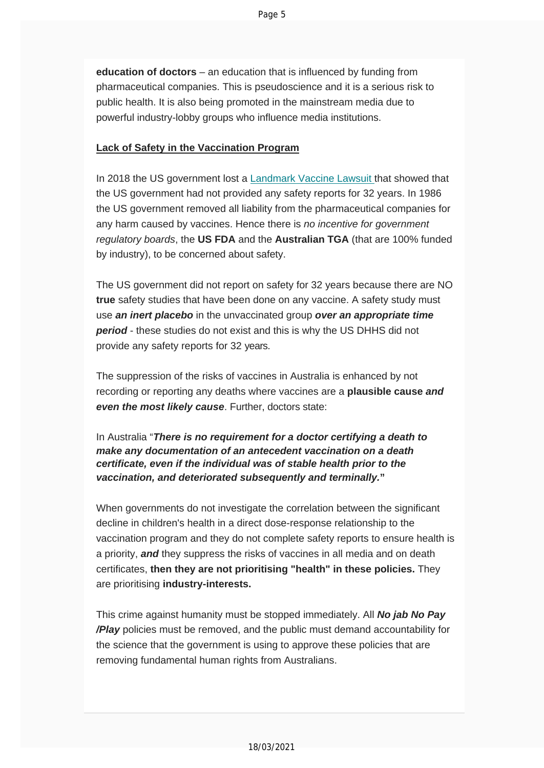**education of doctors** – an education that is influenced by funding from pharmaceutical companies. This is pseudoscience and it is a serious risk to public health. It is also being promoted in the mainstream media due to powerful industry-lobby groups who influence media institutions.

**Lack of Safety in the Vaccination Program**

In 2018 the US government lost a Landmark Vaccine Lawsuit that showed that the US government had not provided any safety reports for 32 years. In 1986 the US government removed all liability from the pharmaceutical companies for any harm caused by vaccines. Hence there is *no incentive for government regulatory boards*, the **US FDA** and the **Australian TGA** (that are 100% funded by industry), to be concerned about safety.

The US government did not report on safety for 32 years because there are NO **true** safety studies that have been done on any vaccine. A safety study must use ***an inert placebo*** in the unvaccinated group ***over an appropriate time period*** - these studies do not exist and this is why the US DHHS did not provide any safety reports for 32 years.

The suppression of the risks of vaccines in Australia is enhanced by not recording or reporting any deaths where vaccines are a **plausible cause *and even the most likely cause***. Further, doctors state:

In Australia "***There is no requirement for a doctor certifying a death to make any documentation of an antecedent vaccination on a death certificate, even if the individual was of stable health prior to the vaccination, and deteriorated subsequently and terminally.***"

When governments do not investigate the correlation between the significant decline in children's health in a direct dose-response relationship to the vaccination program and they do not complete safety reports to ensure health is a priority, ***and*** they suppress the risks of vaccines in all media and on death certificates, **then they are not prioritising "health" in these policies.** They are prioritising **industry-interests.**

This crime against humanity must be stopped immediately. All ***No jab No Pay /Play*** policies must be removed, and the public must demand accountability for the science that the government is using to approve these policies that are removing fundamental human rights from Australians.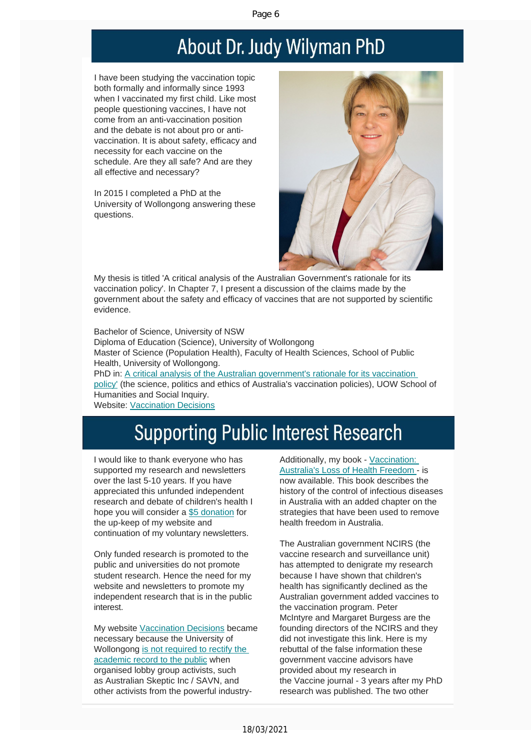# About Dr. Judy Wilyman PhD

I have been studying the vaccination topic both formally and informally since 1993 when I vaccinated my first child. Like most people questioning vaccines, I have not come from an anti-vaccination position and the debate is not about pro or anti-vaccination. It is about safety, efficacy and necessity for each vaccine on the schedule. Are they all safe? And are they all effective and necessary?

In 2015 I completed a PhD at the University of Wollongong answering these questions.

My thesis is titled 'A critical analysis of the Australian Government's rationale for its vaccination policy'. In Chapter 7, I present a discussion of the claims made by the government about the safety and efficacy of vaccines that are not supported by scientific evidence.

Bachelor of Science, University of NSW
Diploma of Education (Science), University of Wollongong
Master of Science (Population Health), Faculty of Health Sciences, School of Public Health, University of Wollongong.
PhD in: A critical analysis of the Australian government's rationale for its vaccination policy' (the science, politics and ethics of Australia's vaccination policies), UOW School of Humanities and Social Inquiry.
Website: Vaccination Decisions

# Supporting Public Interest Research

I would like to thank everyone who has supported my research and newsletters over the last 5-10 years. If you have appreciated this unfunded independent research and debate of children's health I hope you will consider a $5 donation for the up-keep of my website and continuation of my voluntary newsletters.

Only funded research is promoted to the public and universities do not promote student research. Hence the need for my website and newsletters to promote my independent research that is in the public interest.

My website Vaccination Decisions became necessary because the University of Wollongong is not required to rectify the academic record to the public when organised lobby group activists, such as Australian Skeptic Inc / SAVN, and other activists from the powerful industry-

Additionally, my book - Vaccination: Australia's Loss of Health Freedom - is now available. This book describes the history of the control of infectious diseases in Australia with an added chapter on the strategies that have been used to remove health freedom in Australia.

The Australian government NCIRS (the vaccine research and surveillance unit) has attempted to denigrate my research because I have shown that children's health has significantly declined as the Australian government added vaccines to the vaccination program. Peter McIntyre and Margaret Burgess are the founding directors of the NCIRS and they did not investigate this link. Here is my rebuttal of the false information these government vaccine advisors have provided about my research in the Vaccine journal - 3 years after my PhD research was published. The two other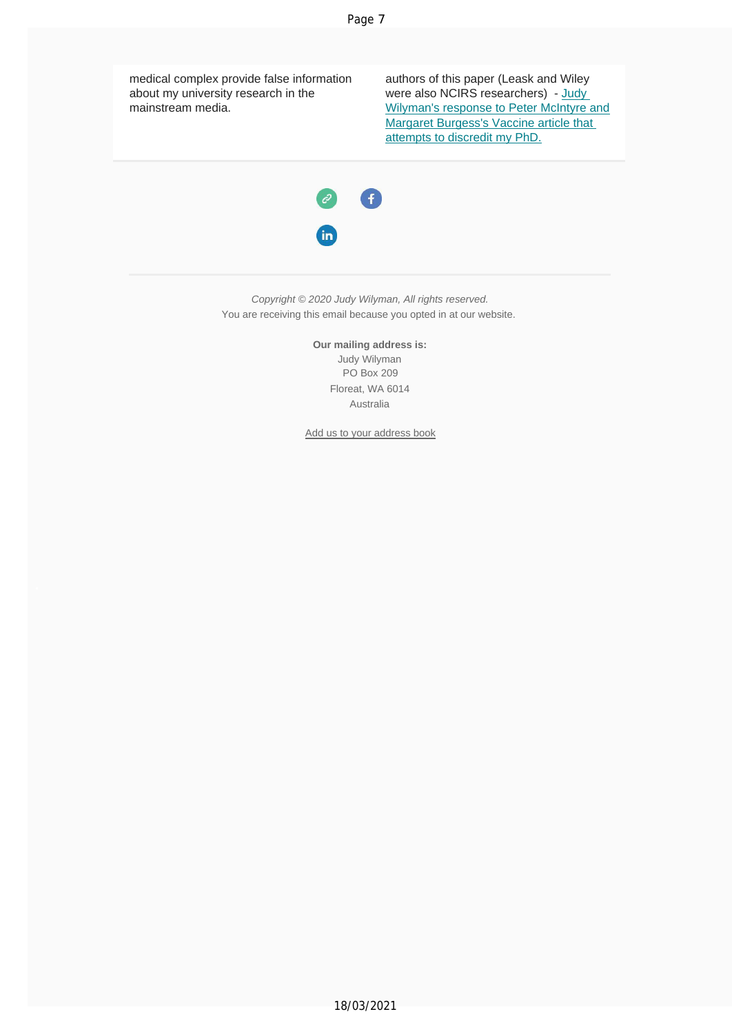medical complex provide false information about my university research in the mainstream media.

authors of this paper (Leask and Wiley were also NCIRS researchers) - Judy Wilyman's response to Peter McIntyre and Margaret Burgess's Vaccine article that attempts to discredit my PhD.

*Copyright © 2020 Judy Wilyman, All rights reserved.*
You are receiving this email because you opted in at our website.

**Our mailing address is:**
Judy Wilyman
PO Box 209
Floreat, WA 6014
Australia

Add us to your address book